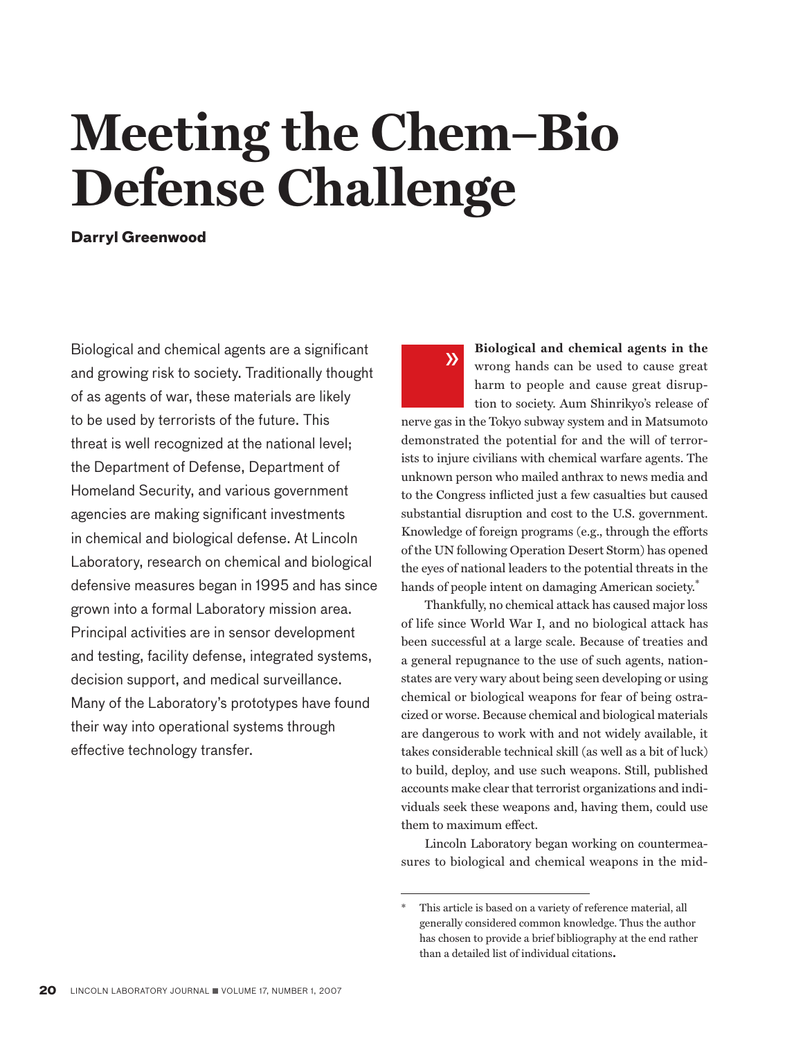# Meeting the Chem–Bio Defense Challenge

**Darryl Greenwood**

Biological and chemical agents are a significant and growing risk to society. Traditionally thought of as agents of war, these materials are likely to be used by terrorists of the future. This threat is well recognized at the national level; the Department of Defense, Department of Homeland Security, and various government agencies are making significant investments in chemical and biological defense. At Lincoln Laboratory, research on chemical and biological defensive measures began in 1995 and has since grown into a formal Laboratory mission area. Principal activities are in sensor development and testing, facility defense, integrated systems, decision support, and medical surveillance. Many of the Laboratory's prototypes have found their way into operational systems through effective technology transfer.

**Biological and chemical agents in the** wrong hands can be used to cause great harm to people and cause great disruption to society. Aum Shinrikyo's release of nerve gas in the Tokyo subway system and in Matsumoto demonstrated the potential for and the will of terrorists to injure civilians with chemical warfare agents. The unknown person who mailed anthrax to news media and to the Congress inflicted just a few casualties but caused substantial disruption and cost to the U.S. government. Knowledge of foreign programs (e.g., through the efforts of the UN following Operation Desert Storm) has opened the eyes of national leaders to the potential threats in the hands of people intent on damaging American society.*

Thankfully, no chemical attack has caused major loss of life since World War I, and no biological attack has been successful at a large scale. Because of treaties and a general repugnance to the use of such agents, nation-states are very wary about being seen developing or using chemical or biological weapons for fear of being ostracized or worse. Because chemical and biological materials are dangerous to work with and not widely available, it takes considerable technical skill (as well as a bit of luck) to build, deploy, and use such weapons. Still, published accounts make clear that terrorist organizations and individuals seek these weapons and, having them, could use them to maximum effect.

Lincoln Laboratory began working on countermeasures to biological and chemical weapons in the mid-

---

\* This article is based on a variety of reference material, all generally considered common knowledge. Thus the author has chosen to provide a brief bibliography at the end rather than a detailed list of individual citations.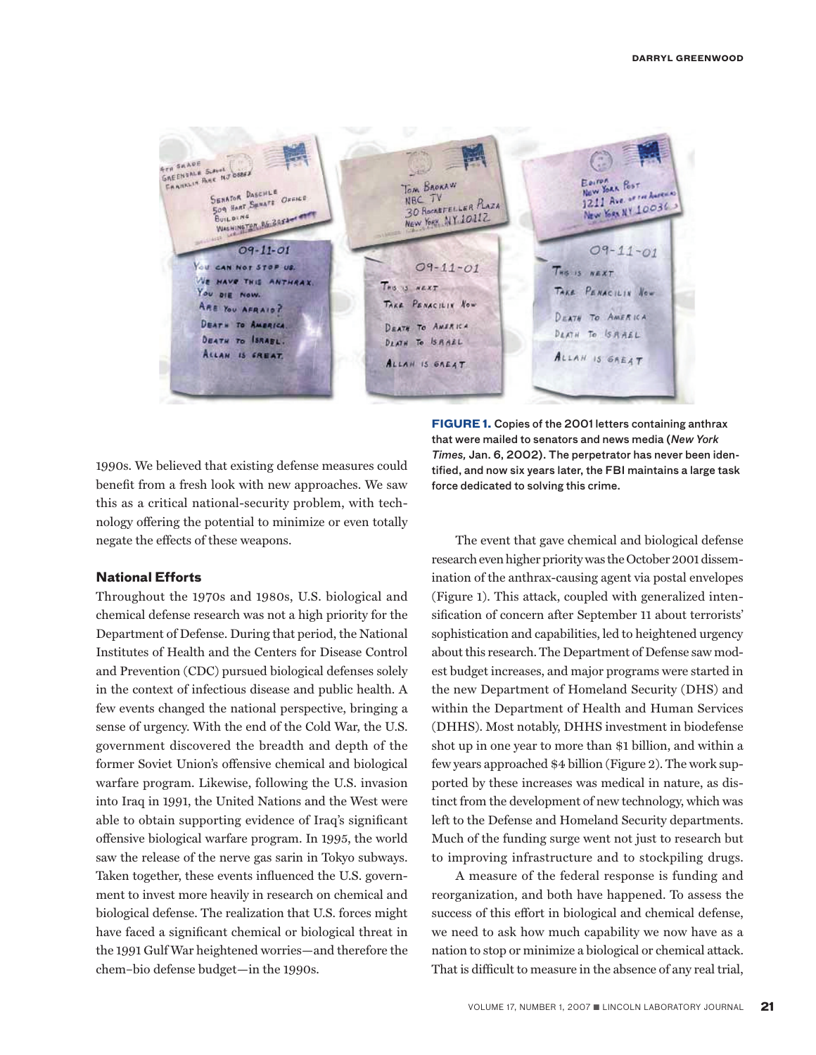FIGURE 1. Copies of the 2001 letters containing anthrax that were mailed to senators and news media (*New York Times,* Jan. 6, 2002). The perpetrator has never been identified, and now six years later, the FBI maintains a large task force dedicated to solving this crime.

1990s. We believed that existing defense measures could benefit from a fresh look with new approaches. We saw this as a critical national-security problem, with technology offering the potential to minimize or even totally negate the effects of these weapons.

### National Efforts

Throughout the 1970s and 1980s, U.S. biological and chemical defense research was not a high priority for the Department of Defense. During that period, the National Institutes of Health and the Centers for Disease Control and Prevention (CDC) pursued biological defenses solely in the context of infectious disease and public health. A few events changed the national perspective, bringing a sense of urgency. With the end of the Cold War, the U.S. government discovered the breadth and depth of the former Soviet Union's offensive chemical and biological warfare program. Likewise, following the U.S. invasion into Iraq in 1991, the United Nations and the West were able to obtain supporting evidence of Iraq's significant offensive biological warfare program. In 1995, the world saw the release of the nerve gas sarin in Tokyo subways. Taken together, these events influenced the U.S. government to invest more heavily in research on chemical and biological defense. The realization that U.S. forces might have faced a significant chemical or biological threat in the 1991 Gulf War heightened worries—and therefore the chem–bio defense budget—in the 1990s.

The event that gave chemical and biological defense research even higher priority was the October 2001 dissemination of the anthrax-causing agent via postal envelopes (Figure 1). This attack, coupled with generalized intensification of concern after September 11 about terrorists' sophistication and capabilities, led to heightened urgency about this research. The Department of Defense saw modest budget increases, and major programs were started in the new Department of Homeland Security (DHS) and within the Department of Health and Human Services (DHHS). Most notably, DHHS investment in biodefense shot up in one year to more than $1 billion, and within a few years approached $4 billion (Figure 2). The work supported by these increases was medical in nature, as distinct from the development of new technology, which was left to the Defense and Homeland Security departments. Much of the funding surge went not just to research but to improving infrastructure and to stockpiling drugs.

A measure of the federal response is funding and reorganization, and both have happened. To assess the success of this effort in biological and chemical defense, we need to ask how much capability we now have as a nation to stop or minimize a biological or chemical attack. That is difficult to measure in the absence of any real trial,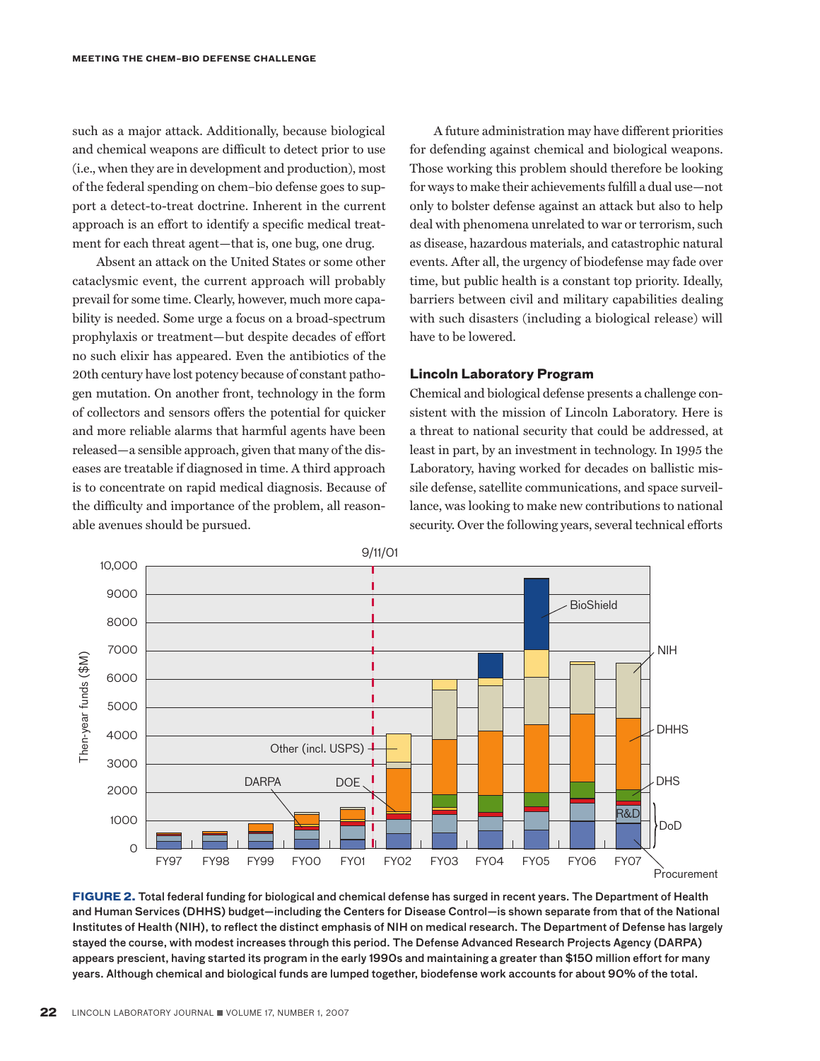such as a major attack. Additionally, because biological and chemical weapons are difficult to detect prior to use (i.e., when they are in development and production), most of the federal spending on chem–bio defense goes to support a detect-to-treat doctrine. Inherent in the current approach is an effort to identify a specific medical treatment for each threat agent—that is, one bug, one drug.

Absent an attack on the United States or some other cataclysmic event, the current approach will probably prevail for some time. Clearly, however, much more capability is needed. Some urge a focus on a broad-spectrum prophylaxis or treatment—but despite decades of effort no such elixir has appeared. Even the antibiotics of the 20th century have lost potency because of constant pathogen mutation. On another front, technology in the form of collectors and sensors offers the potential for quicker and more reliable alarms that harmful agents have been released—a sensible approach, given that many of the diseases are treatable if diagnosed in time. A third approach is to concentrate on rapid medical diagnosis. Because of the difficulty and importance of the problem, all reasonable avenues should be pursued.

A future administration may have different priorities for defending against chemical and biological weapons. Those working this problem should therefore be looking for ways to make their achievements fulfill a dual use—not only to bolster defense against an attack but also to help deal with phenomena unrelated to war or terrorism, such as disease, hazardous materials, and catastrophic natural events. After all, the urgency of biodefense may fade over time, but public health is a constant top priority. Ideally, barriers between civil and military capabilities dealing with such disasters (including a biological release) will have to be lowered.

### Lincoln Laboratory Program

Chemical and biological defense presents a challenge consistent with the mission of Lincoln Laboratory. Here is a threat to national security that could be addressed, at least in part, by an investment in technology. In 1995 the Laboratory, having worked for decades on ballistic missile defense, satellite communications, and space surveillance, was looking to make new contributions to national security. Over the following years, several technical efforts

**FIGURE 2.** Total federal funding for biological and chemical defense has surged in recent years. The Department of Health and Human Services (DHHS) budget—including the Centers for Disease Control—is shown separate from that of the National Institutes of Health (NIH), to reflect the distinct emphasis of NIH on medical research. The Department of Defense has largely stayed the course, with modest increases through this period. The Defense Advanced Research Projects Agency (DARPA) appears prescient, having started its program in the early 1990s and maintaining a greater than $150 million effort for many years. Although chemical and biological funds are lumped together, biodefense work accounts for about 90% of the total.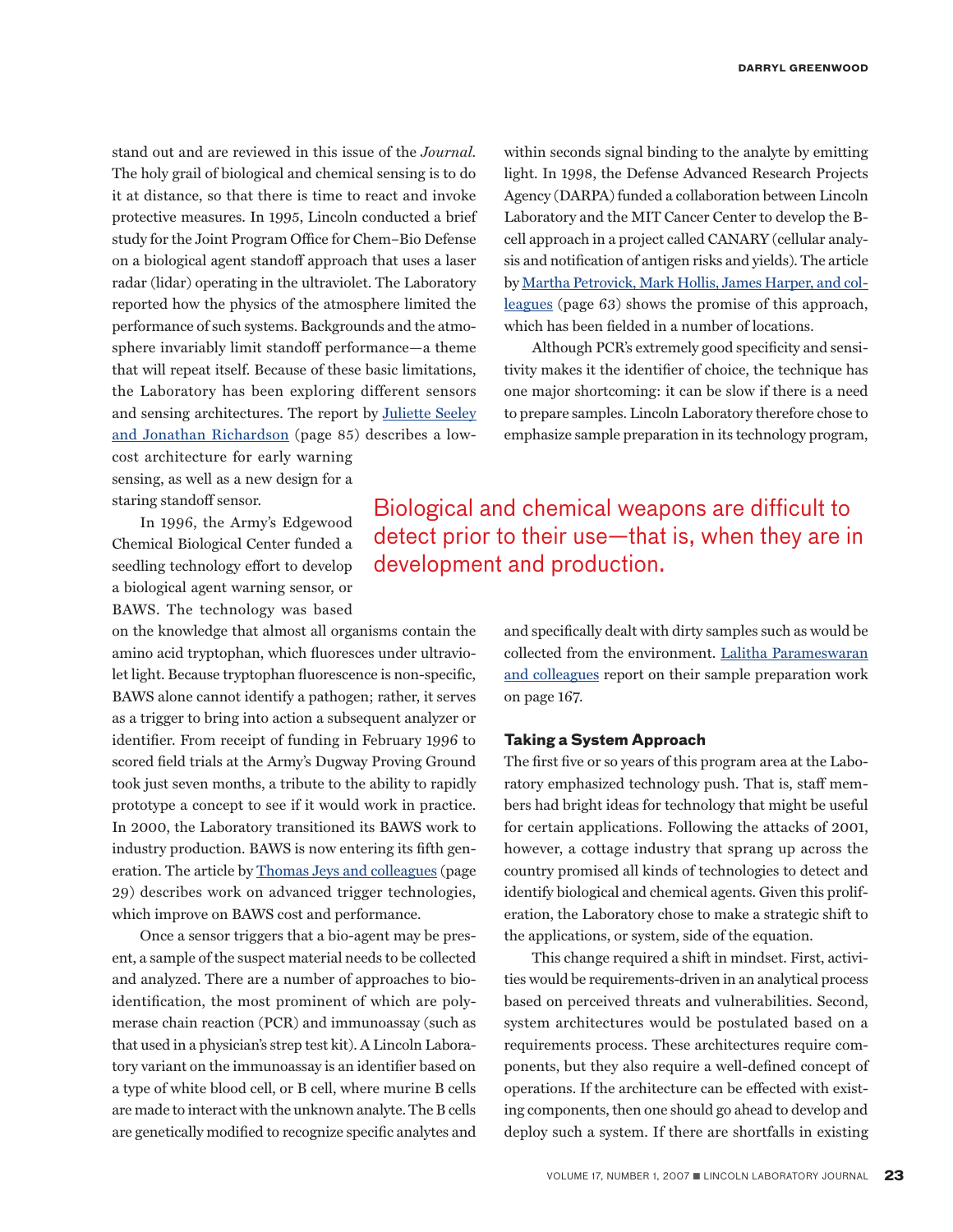stand out and are reviewed in this issue of the *Journal*. The holy grail of biological and chemical sensing is to do it at distance, so that there is time to react and invoke protective measures. In 1995, Lincoln conducted a brief study for the Joint Program Office for Chem–Bio Defense on a biological agent standoff approach that uses a laser radar (lidar) operating in the ultraviolet. The Laboratory reported how the physics of the atmosphere limited the performance of such systems. Backgrounds and the atmosphere invariably limit standoff performance—a theme that will repeat itself. Because of these basic limitations, the Laboratory has been exploring different sensors and sensing architectures. The report by Juliette Seeley and Jonathan Richardson (page 85) describes a low-cost architecture for early warning sensing, as well as a new design for a staring standoff sensor.

In 1996, the Army's Edgewood Chemical Biological Center funded a seedling technology effort to develop a biological agent warning sensor, or BAWS. The technology was based on the knowledge that almost all organisms contain the amino acid tryptophan, which fluoresces under ultraviolet light. Because tryptophan fluorescence is non-specific, BAWS alone cannot identify a pathogen; rather, it serves as a trigger to bring into action a subsequent analyzer or identifier. From receipt of funding in February 1996 to scored field trials at the Army's Dugway Proving Ground took just seven months, a tribute to the ability to rapidly prototype a concept to see if it would work in practice. In 2000, the Laboratory transitioned its BAWS work to industry production. BAWS is now entering its fifth generation. The article by Thomas Jeys and colleagues (page 29) describes work on advanced trigger technologies, which improve on BAWS cost and performance.

Once a sensor triggers that a bio-agent may be present, a sample of the suspect material needs to be collected and analyzed. There are a number of approaches to bio-identification, the most prominent of which are polymerase chain reaction (PCR) and immunoassay (such as that used in a physician's strep test kit). A Lincoln Laboratory variant on the immunoassay is an identifier based on a type of white blood cell, or B cell, where murine B cells are made to interact with the unknown analyte. The B cells are genetically modified to recognize specific analytes and within seconds signal binding to the analyte by emitting light. In 1998, the Defense Advanced Research Projects Agency (DARPA) funded a collaboration between Lincoln Laboratory and the MIT Cancer Center to develop the B-cell approach in a project called CANARY (cellular analysis and notification of antigen risks and yields). The article by Martha Petrovick, Mark Hollis, James Harper, and colleagues (page 63) shows the promise of this approach, which has been fielded in a number of locations.

Although PCR's extremely good specificity and sensitivity makes it the identifier of choice, the technique has one major shortcoming: it can be slow if there is a need to prepare samples. Lincoln Laboratory therefore chose to emphasize sample preparation in its technology program, and specifically dealt with dirty samples such as would be collected from the environment. Lalitha Parameswaran and colleagues report on their sample preparation work on page 167.

> Biological and chemical weapons are difficult to detect prior to their use—that is, when they are in development and production.

### Taking a System Approach

The first five or so years of this program area at the Laboratory emphasized technology push. That is, staff members had bright ideas for technology that might be useful for certain applications. Following the attacks of 2001, however, a cottage industry that sprang up across the country promised all kinds of technologies to detect and identify biological and chemical agents. Given this proliferation, the Laboratory chose to make a strategic shift to the applications, or system, side of the equation.

This change required a shift in mindset. First, activities would be requirements-driven in an analytical process based on perceived threats and vulnerabilities. Second, system architectures would be postulated based on a requirements process. These architectures require components, but they also require a well-defined concept of operations. If the architecture can be effected with existing components, then one should go ahead to develop and deploy such a system. If there are shortfalls in existing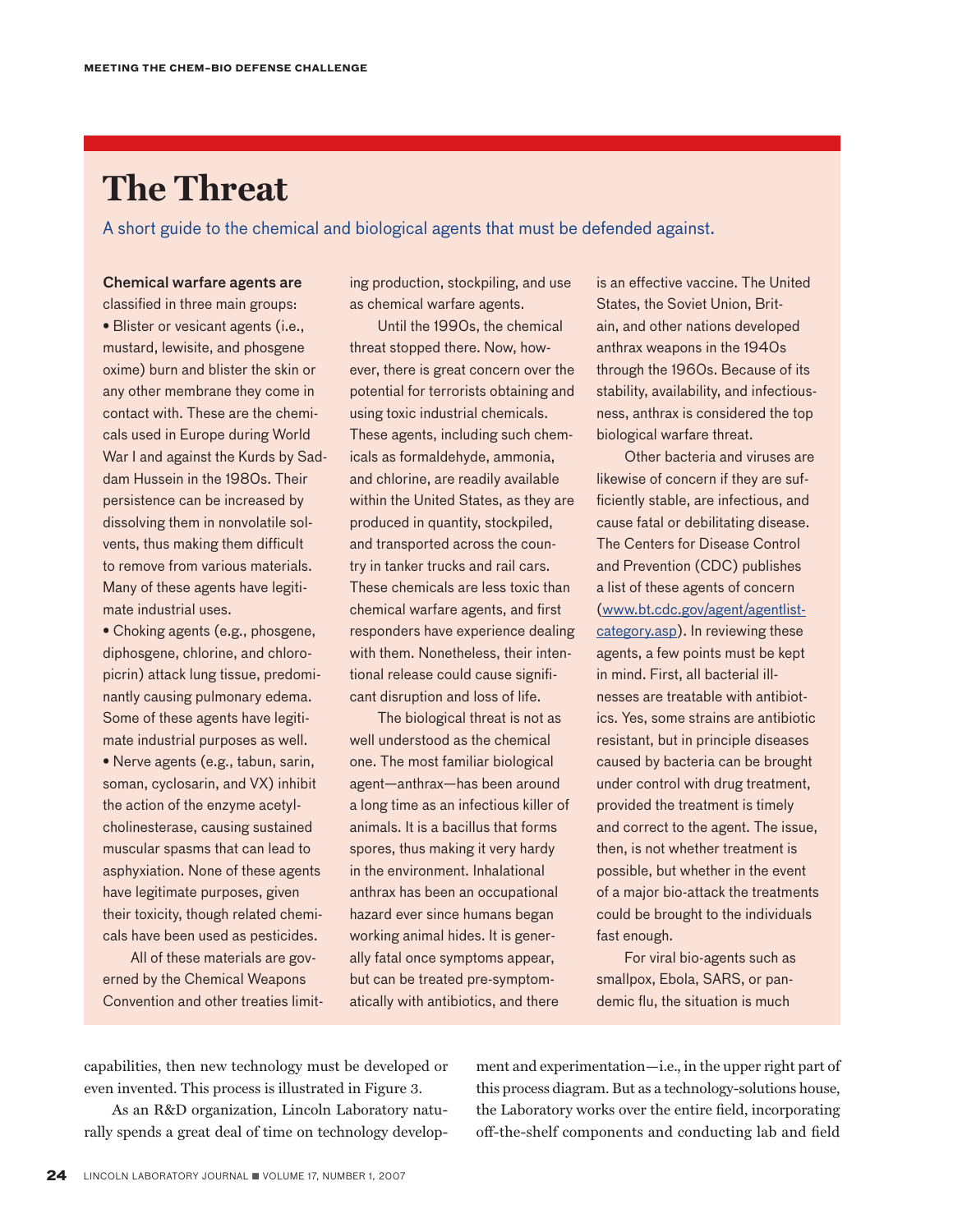# The Threat

A short guide to the chemical and biological agents that must be defended against.

**Chemical warfare agents are** classified in three main groups:

- Blister or vesicant agents (i.e., mustard, lewisite, and phosgene oxime) burn and blister the skin or any other membrane they come in contact with. These are the chemicals used in Europe during World War I and against the Kurds by Saddam Hussein in the 1980s. Their persistence can be increased by dissolving them in nonvolatile solvents, thus making them difficult to remove from various materials. Many of these agents have legitimate industrial uses.
- Choking agents (e.g., phosgene, diphosgene, chlorine, and chloropicrin) attack lung tissue, predominantly causing pulmonary edema. Some of these agents have legitimate industrial purposes as well.
- Nerve agents (e.g., tabun, sarin, soman, cyclosarin, and VX) inhibit the action of the enzyme acetylcholinesterase, causing sustained muscular spasms that can lead to asphyxiation. None of these agents have legitimate purposes, given their toxicity, though related chemicals have been used as pesticides.

All of these materials are governed by the Chemical Weapons Convention and other treaties limiting production, stockpiling, and use as chemical warfare agents.

Until the 1990s, the chemical threat stopped there. Now, however, there is great concern over the potential for terrorists obtaining and using toxic industrial chemicals. These agents, including such chemicals as formaldehyde, ammonia, and chlorine, are readily available within the United States, as they are produced in quantity, stockpiled, and transported across the country in tanker trucks and rail cars. These chemicals are less toxic than chemical warfare agents, and first responders have experience dealing with them. Nonetheless, their intentional release could cause significant disruption and loss of life.

The biological threat is not as well understood as the chemical one. The most familiar biological agent—anthrax—has been around a long time as an infectious killer of animals. It is a bacillus that forms spores, thus making it very hardy in the environment. Inhalational anthrax has been an occupational hazard ever since humans began working animal hides. It is generally fatal once symptoms appear, but can be treated pre-symptomatically with antibiotics, and there is an effective vaccine. The United States, the Soviet Union, Britain, and other nations developed anthrax weapons in the 1940s through the 1960s. Because of its stability, availability, and infectiousness, anthrax is considered the top biological warfare threat.

Other bacteria and viruses are likewise of concern if they are sufficiently stable, are infectious, and cause fatal or debilitating disease. The Centers for Disease Control and Prevention (CDC) publishes a list of these agents of concern (www.bt.cdc.gov/agent/agentlist-category.asp). In reviewing these agents, a few points must be kept in mind. First, all bacterial illnesses are treatable with antibiotics. Yes, some strains are antibiotic resistant, but in principle diseases caused by bacteria can be brought under control with drug treatment, provided the treatment is timely and correct to the agent. The issue, then, is not whether treatment is possible, but whether in the event of a major bio-attack the treatments could be brought to the individuals fast enough.

For viral bio-agents such as smallpox, Ebola, SARS, or pandemic flu, the situation is much

capabilities, then new technology must be developed or even invented. This process is illustrated in Figure 3.

As an R&D organization, Lincoln Laboratory naturally spends a great deal of time on technology development and experimentation—i.e., in the upper right part of this process diagram. But as a technology-solutions house, the Laboratory works over the entire field, incorporating off-the-shelf components and conducting lab and field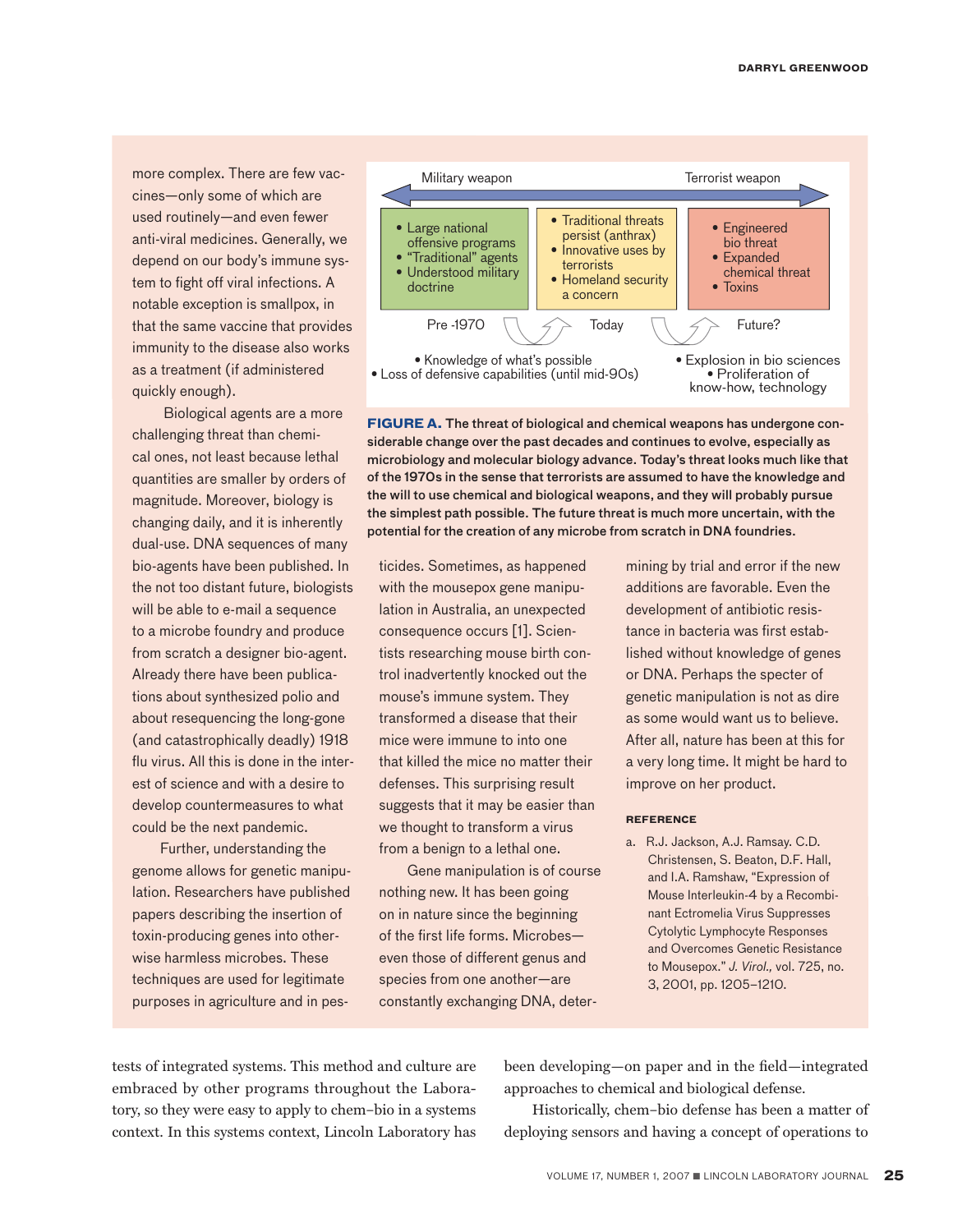more complex. There are few vaccines—only some of which are used routinely—and even fewer anti-viral medicines. Generally, we depend on our body's immune system to fight off viral infections. A notable exception is smallpox, in that the same vaccine that provides immunity to the disease also works as a treatment (if administered quickly enough).

Biological agents are a more challenging threat than chemical ones, not least because lethal quantities are smaller by orders of magnitude. Moreover, biology is changing daily, and it is inherently dual-use. DNA sequences of many bio-agents have been published. In the not too distant future, biologists will be able to e-mail a sequence to a microbe foundry and produce from scratch a designer bio-agent. Already there have been publications about synthesized polio and about resequencing the long-gone (and catastrophically deadly) 1918 flu virus. All this is done in the interest of science and with a desire to develop countermeasures to what could be the next pandemic.

Further, understanding the genome allows for genetic manipulation. Researchers have published papers describing the insertion of toxin-producing genes into otherwise harmless microbes. These techniques are used for legitimate purposes in agriculture and in pesticides. Sometimes, as happened with the mousepox gene manipulation in Australia, an unexpected consequence occurs [1]. Scientists researching mouse birth control inadvertently knocked out the mouse's immune system. They transformed a disease that their mice were immune to into one that killed the mice no matter their defenses. This surprising result suggests that it may be easier than we thought to transform a virus from a benign to a lethal one.

Gene manipulation is of course nothing new. It has been going on in nature since the beginning of the first life forms. Microbes—even those of different genus and species from one another—are constantly exchanging DNA, determining by trial and error if the new additions are favorable. Even the development of antibiotic resistance in bacteria was first established without knowledge of genes or DNA. Perhaps the specter of genetic manipulation is not as dire as some would want us to believe. After all, nature has been at this for a very long time. It might be hard to improve on her product.

| Military weapon ← | | → Terrorist weapon |
|---|---|---|
| • Large national offensive programs<br>• "Traditional" agents<br>• Understood military doctrine | • Traditional threats persist (anthrax)<br>• Innovative uses by terrorists<br>• Homeland security a concern | • Engineered bio threat<br>• Expanded chemical threat<br>• Toxins |
| Pre -1970 | Today | Future? |

Pre-1970 → Today: • Knowledge of what's possible • Loss of defensive capabilities (until mid-90s)

Today → Future?: • Explosion in bio sciences • Proliferation of know-how, technology

**FIGURE A.** The threat of biological and chemical weapons has undergone considerable change over the past decades and continues to evolve, especially as microbiology and molecular biology advance. Today's threat looks much like that of the 1970s in the sense that terrorists are assumed to have the knowledge and the will to use chemical and biological weapons, and they will probably pursue the simplest path possible. The future threat is much more uncertain, with the potential for the creation of any microbe from scratch in DNA foundries.

#### REFERENCE

a. R.J. Jackson, A.J. Ramsay. C.D. Christensen, S. Beaton, D.F. Hall, and I.A. Ramshaw, "Expression of Mouse Interleukin-4 by a Recombinant Ectromelia Virus Suppresses Cytolytic Lymphocyte Responses and Overcomes Genetic Resistance to Mousepox." *J. Virol.*, vol. 725, no. 3, 2001, pp. 1205–1210.

tests of integrated systems. This method and culture are embraced by other programs throughout the Laboratory, so they were easy to apply to chem-bio in a systems context. In this systems context, Lincoln Laboratory has been developing—on paper and in the field—integrated approaches to chemical and biological defense.

Historically, chem-bio defense has been a matter of deploying sensors and having a concept of operations to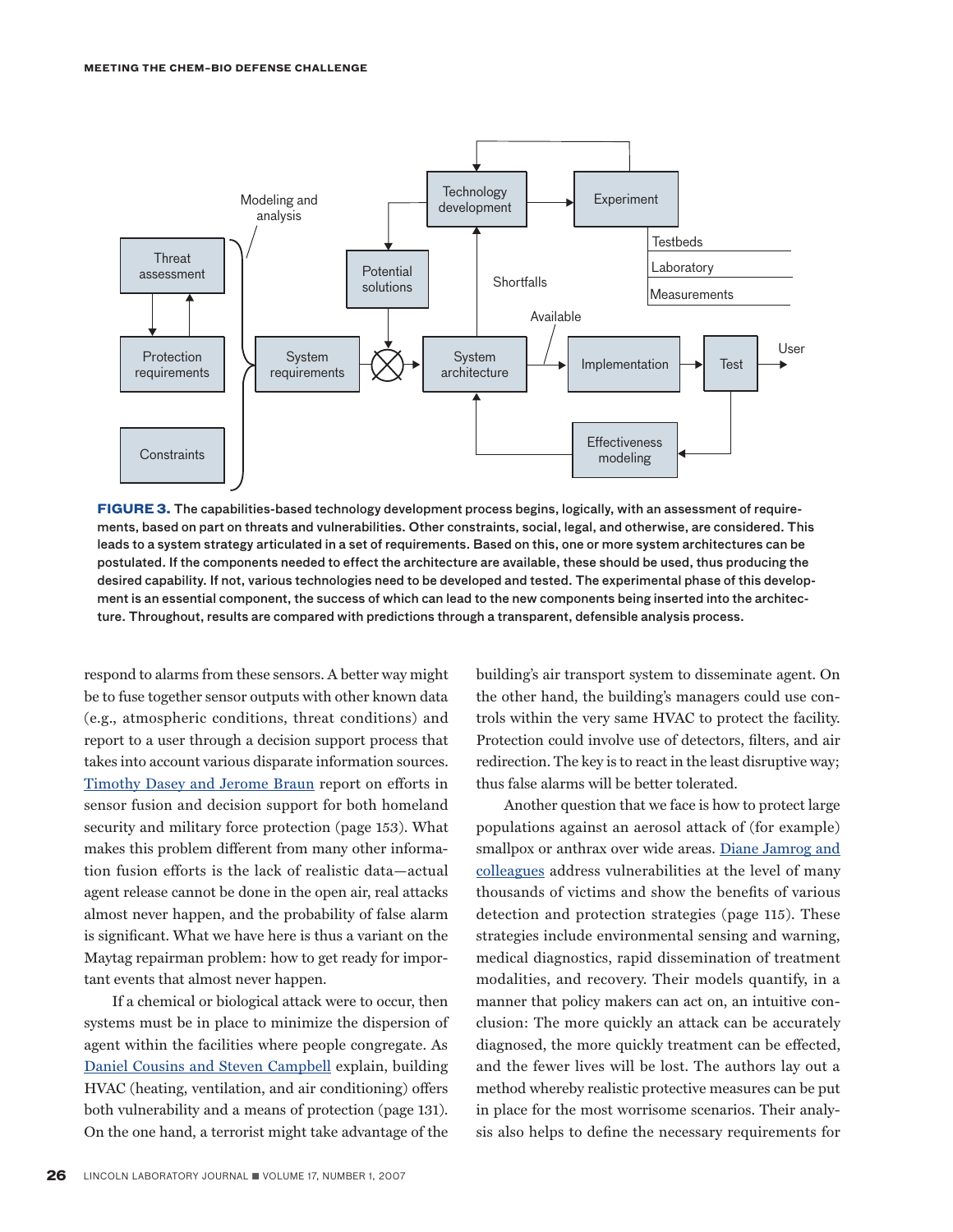**FIGURE 3.** The capabilities-based technology development process begins, logically, with an assessment of requirements, based on part on threats and vulnerabilities. Other constraints, social, legal, and otherwise, are considered. This leads to a system strategy articulated in a set of requirements. Based on this, one or more system architectures can be postulated. If the components needed to effect the architecture are available, these should be used, thus producing the desired capability. If not, various technologies need to be developed and tested. The experimental phase of this development is an essential component, the success of which can lead to the new components being inserted into the architecture. Throughout, results are compared with predictions through a transparent, defensible analysis process.

respond to alarms from these sensors. A better way might be to fuse together sensor outputs with other known data (e.g., atmospheric conditions, threat conditions) and report to a user through a decision support process that takes into account various disparate information sources. Timothy Dasey and Jerome Braun report on efforts in sensor fusion and decision support for both homeland security and military force protection (page 153). What makes this problem different from many other information fusion efforts is the lack of realistic data—actual agent release cannot be done in the open air, real attacks almost never happen, and the probability of false alarm is significant. What we have here is thus a variant on the Maytag repairman problem: how to get ready for important events that almost never happen.

If a chemical or biological attack were to occur, then systems must be in place to minimize the dispersion of agent within the facilities where people congregate. As Daniel Cousins and Steven Campbell explain, building HVAC (heating, ventilation, and air conditioning) offers both vulnerability and a means of protection (page 131). On the one hand, a terrorist might take advantage of the building's air transport system to disseminate agent. On the other hand, the building's managers could use controls within the very same HVAC to protect the facility. Protection could involve use of detectors, filters, and air redirection. The key is to react in the least disruptive way; thus false alarms will be better tolerated.

Another question that we face is how to protect large populations against an aerosol attack of (for example) smallpox or anthrax over wide areas. Diane Jamrog and colleagues address vulnerabilities at the level of many thousands of victims and show the benefits of various detection and protection strategies (page 115). These strategies include environmental sensing and warning, medical diagnostics, rapid dissemination of treatment modalities, and recovery. Their models quantify, in a manner that policy makers can act on, an intuitive conclusion: The more quickly an attack can be accurately diagnosed, the more quickly treatment can be effected, and the fewer lives will be lost. The authors lay out a method whereby realistic protective measures can be put in place for the most worrisome scenarios. Their analysis also helps to define the necessary requirements for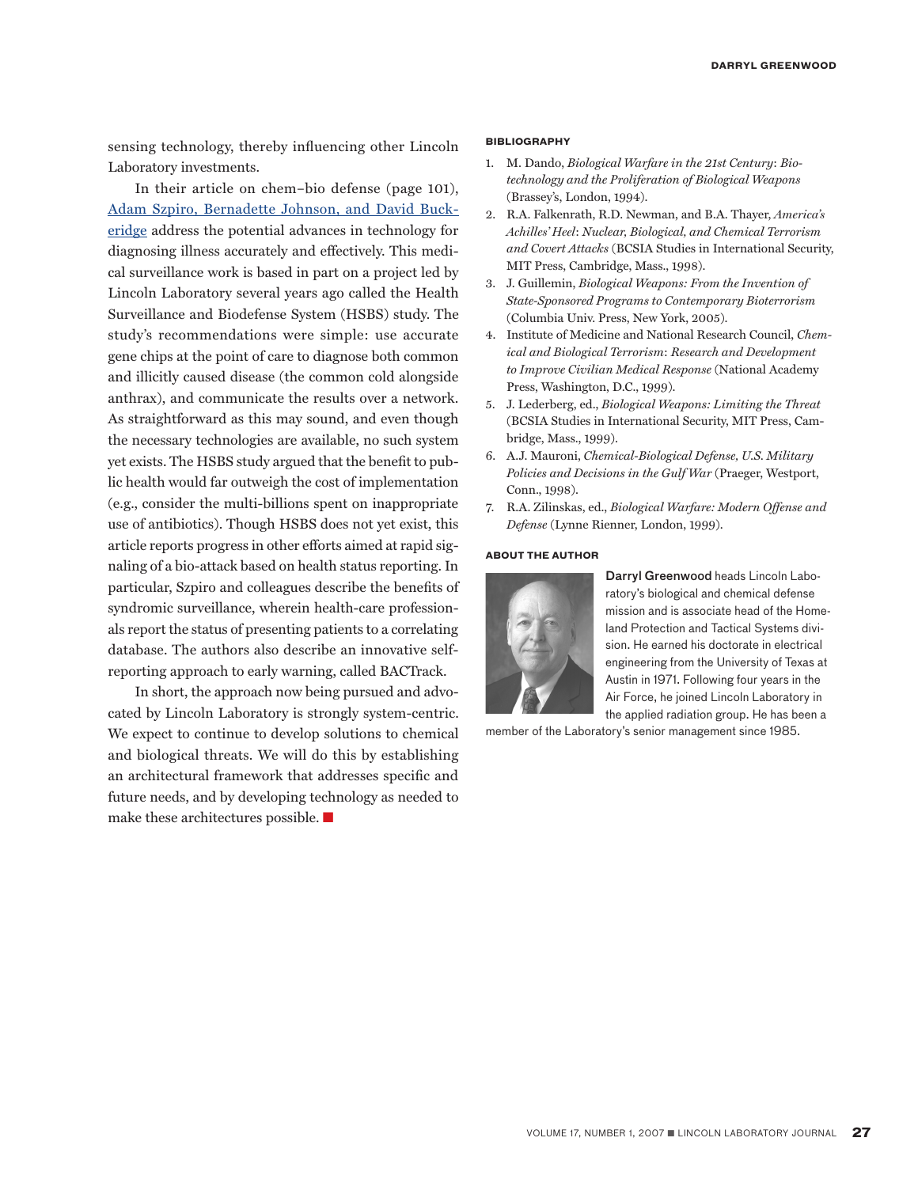sensing technology, thereby influencing other Lincoln Laboratory investments.

In their article on chem–bio defense (page 101), Adam Szpiro, Bernadette Johnson, and David Buckeridge address the potential advances in technology for diagnosing illness accurately and effectively. This medical surveillance work is based in part on a project led by Lincoln Laboratory several years ago called the Health Surveillance and Biodefense System (HSBS) study. The study's recommendations were simple: use accurate gene chips at the point of care to diagnose both common and illicitly caused disease (the common cold alongside anthrax), and communicate the results over a network. As straightforward as this may sound, and even though the necessary technologies are available, no such system yet exists. The HSBS study argued that the benefit to public health would far outweigh the cost of implementation (e.g., consider the multi-billions spent on inappropriate use of antibiotics). Though HSBS does not yet exist, this article reports progress in other efforts aimed at rapid signaling of a bio-attack based on health status reporting. In particular, Szpiro and colleagues describe the benefits of syndromic surveillance, wherein health-care professionals report the status of presenting patients to a correlating database. The authors also describe an innovative self-reporting approach to early warning, called BACTrack.

In short, the approach now being pursued and advocated by Lincoln Laboratory is strongly system-centric. We expect to continue to develop solutions to chemical and biological threats. We will do this by establishing an architectural framework that addresses specific and future needs, and by developing technology as needed to make these architectures possible. ■

## BIBLIOGRAPHY

1. M. Dando, *Biological Warfare in the 21st Century: Biotechnology and the Proliferation of Biological Weapons* (Brassey's, London, 1994).
2. R.A. Falkenrath, R.D. Newman, and B.A. Thayer, *America's Achilles' Heel: Nuclear, Biological, and Chemical Terrorism and Covert Attacks* (BCSIA Studies in International Security, MIT Press, Cambridge, Mass., 1998).
3. J. Guillemin, *Biological Weapons: From the Invention of State-Sponsored Programs to Contemporary Bioterrorism* (Columbia Univ. Press, New York, 2005).
4. Institute of Medicine and National Research Council, *Chemical and Biological Terrorism: Research and Development to Improve Civilian Medical Response* (National Academy Press, Washington, D.C., 1999).
5. J. Lederberg, ed., *Biological Weapons: Limiting the Threat* (BCSIA Studies in International Security, MIT Press, Cambridge, Mass., 1999).
6. A.J. Mauroni, *Chemical-Biological Defense, U.S. Military Policies and Decisions in the Gulf War* (Praeger, Westport, Conn., 1998).
7. R.A. Zilinskas, ed., *Biological Warfare: Modern Offense and Defense* (Lynne Rienner, London, 1999).

## ABOUT THE AUTHOR

**Darryl Greenwood** heads Lincoln Laboratory's biological and chemical defense mission and is associate head of the Homeland Protection and Tactical Systems division. He earned his doctorate in electrical engineering from the University of Texas at Austin in 1971. Following four years in the Air Force, he joined Lincoln Laboratory in the applied radiation group. He has been a member of the Laboratory's senior management since 1985.